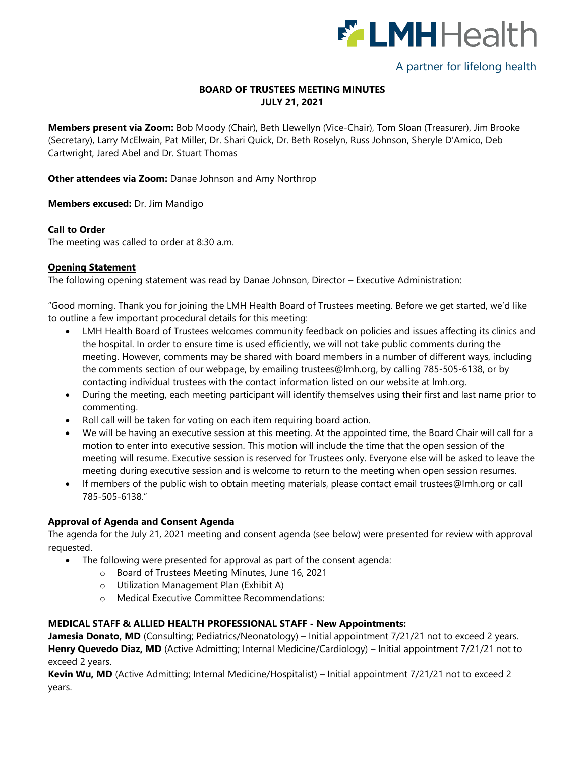LMHHealth

A partner for lifelong health

# BOARD OF TRUSTEES MEETING MINUTES
## JULY 21, 2021

**Members present via Zoom:** Bob Moody (Chair), Beth Llewellyn (Vice-Chair), Tom Sloan (Treasurer), Jim Brooke (Secretary), Larry McElwain, Pat Miller, Dr. Shari Quick, Dr. Beth Roselyn, Russ Johnson, Sheryle D'Amico, Deb Cartwright, Jared Abel and Dr. Stuart Thomas

**Other attendees via Zoom:** Danae Johnson and Amy Northrop

**Members excused:** Dr. Jim Mandigo

### Call to Order

The meeting was called to order at 8:30 a.m.

### Opening Statement

The following opening statement was read by Danae Johnson, Director – Executive Administration:

"Good morning. Thank you for joining the LMH Health Board of Trustees meeting. Before we get started, we'd like to outline a few important procedural details for this meeting:

- LMH Health Board of Trustees welcomes community feedback on policies and issues affecting its clinics and the hospital. In order to ensure time is used efficiently, we will not take public comments during the meeting. However, comments may be shared with board members in a number of different ways, including the comments section of our webpage, by emailing trustees@lmh.org, by calling 785-505-6138, or by contacting individual trustees with the contact information listed on our website at lmh.org.
- During the meeting, each meeting participant will identify themselves using their first and last name prior to commenting.
- Roll call will be taken for voting on each item requiring board action.
- We will be having an executive session at this meeting. At the appointed time, the Board Chair will call for a motion to enter into executive session. This motion will include the time that the open session of the meeting will resume. Executive session is reserved for Trustees only. Everyone else will be asked to leave the meeting during executive session and is welcome to return to the meeting when open session resumes.
- If members of the public wish to obtain meeting materials, please contact email trustees@lmh.org or call 785-505-6138."

### Approval of Agenda and Consent Agenda

The agenda for the July 21, 2021 meeting and consent agenda (see below) were presented for review with approval requested.

- The following were presented for approval as part of the consent agenda:
  - Board of Trustees Meeting Minutes, June 16, 2021
  - Utilization Management Plan (Exhibit A)
  - Medical Executive Committee Recommendations:

**MEDICAL STAFF & ALLIED HEALTH PROFESSIONAL STAFF - New Appointments:**

**Jamesia Donato, MD** (Consulting; Pediatrics/Neonatology) – Initial appointment 7/21/21 not to exceed 2 years.

**Henry Quevedo Diaz, MD** (Active Admitting; Internal Medicine/Cardiology) – Initial appointment 7/21/21 not to exceed 2 years.

**Kevin Wu, MD** (Active Admitting; Internal Medicine/Hospitalist) – Initial appointment 7/21/21 not to exceed 2 years.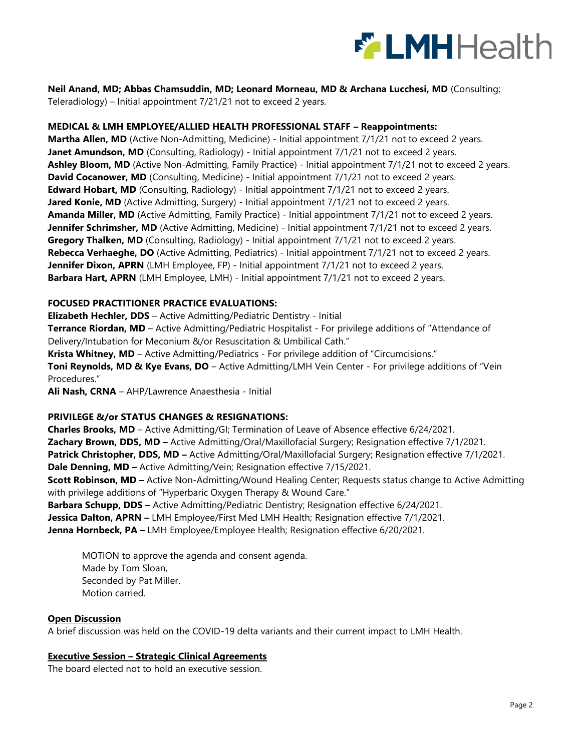**Neil Anand, MD; Abbas Chamsuddin, MD; Leonard Morneau, MD & Archana Lucchesi, MD** (Consulting; Teleradiology) – Initial appointment 7/21/21 not to exceed 2 years.

**MEDICAL & LMH EMPLOYEE/ALLIED HEALTH PROFESSIONAL STAFF – Reappointments:**

**Martha Allen, MD** (Active Non-Admitting, Medicine) - Initial appointment 7/1/21 not to exceed 2 years.
**Janet Amundson, MD** (Consulting, Radiology) - Initial appointment 7/1/21 not to exceed 2 years.
**Ashley Bloom, MD** (Active Non-Admitting, Family Practice) - Initial appointment 7/1/21 not to exceed 2 years.
**David Cocanower, MD** (Consulting, Medicine) - Initial appointment 7/1/21 not to exceed 2 years.
**Edward Hobart, MD** (Consulting, Radiology) - Initial appointment 7/1/21 not to exceed 2 years.
**Jared Konie, MD** (Active Admitting, Surgery) - Initial appointment 7/1/21 not to exceed 2 years.
**Amanda Miller, MD** (Active Admitting, Family Practice) - Initial appointment 7/1/21 not to exceed 2 years.
**Jennifer Schrimsher, MD** (Active Admitting, Medicine) - Initial appointment 7/1/21 not to exceed 2 years.
**Gregory Thalken, MD** (Consulting, Radiology) - Initial appointment 7/1/21 not to exceed 2 years.
**Rebecca Verhaeghe, DO** (Active Admitting, Pediatrics) - Initial appointment 7/1/21 not to exceed 2 years.
**Jennifer Dixon, APRN** (LMH Employee, FP) - Initial appointment 7/1/21 not to exceed 2 years.
**Barbara Hart, APRN** (LMH Employee, LMH) - Initial appointment 7/1/21 not to exceed 2 years.

**FOCUSED PRACTITIONER PRACTICE EVALUATIONS:**

**Elizabeth Hechler, DDS** – Active Admitting/Pediatric Dentistry - Initial
**Terrance Riordan, MD** – Active Admitting/Pediatric Hospitalist - For privilege additions of "Attendance of Delivery/Intubation for Meconium &/or Resuscitation & Umbilical Cath."
**Krista Whitney, MD** – Active Admitting/Pediatrics - For privilege addition of "Circumcisions."
**Toni Reynolds, MD & Kye Evans, DO** – Active Admitting/LMH Vein Center - For privilege additions of "Vein Procedures."
**Ali Nash, CRNA** – AHP/Lawrence Anaesthesia - Initial

**PRIVILEGE &/or STATUS CHANGES & RESIGNATIONS:**

**Charles Brooks, MD** – Active Admitting/GI; Termination of Leave of Absence effective 6/24/2021.
**Zachary Brown, DDS, MD –** Active Admitting/Oral/Maxillofacial Surgery; Resignation effective 7/1/2021.
**Patrick Christopher, DDS, MD –** Active Admitting/Oral/Maxillofacial Surgery; Resignation effective 7/1/2021.
**Dale Denning, MD –** Active Admitting/Vein; Resignation effective 7/15/2021.
**Scott Robinson, MD –** Active Non-Admitting/Wound Healing Center; Requests status change to Active Admitting with privilege additions of "Hyperbaric Oxygen Therapy & Wound Care."
**Barbara Schupp, DDS –** Active Admitting/Pediatric Dentistry; Resignation effective 6/24/2021.
**Jessica Dalton, APRN –** LMH Employee/First Med LMH Health; Resignation effective 7/1/2021.
**Jenna Hornbeck, PA –** LMH Employee/Employee Health; Resignation effective 6/20/2021.

> MOTION to approve the agenda and consent agenda.
> Made by Tom Sloan,
> Seconded by Pat Miller.
> Motion carried.

**Open Discussion**

A brief discussion was held on the COVID-19 delta variants and their current impact to LMH Health.

**Executive Session – Strategic Clinical Agreements**

The board elected not to hold an executive session.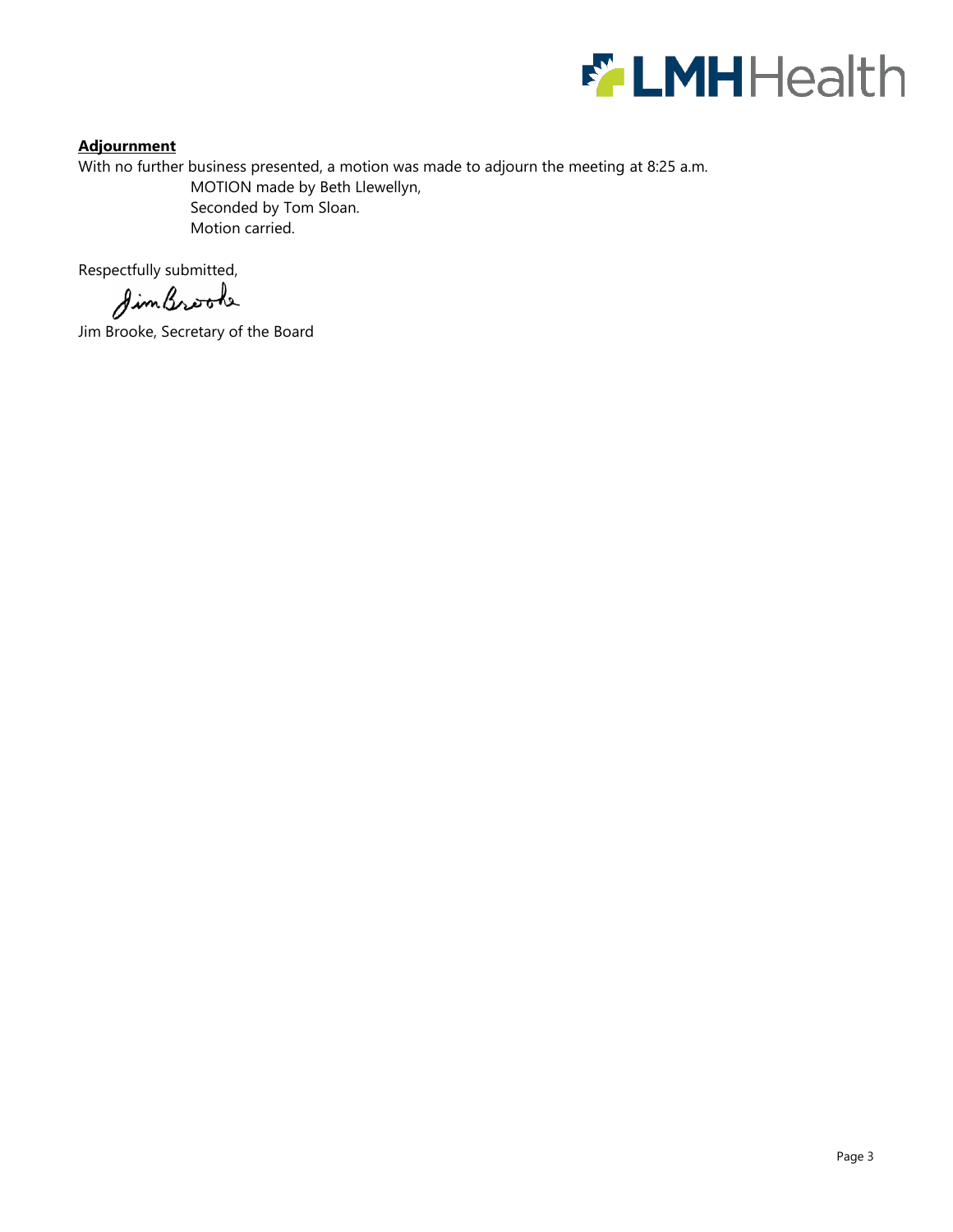**Adjournment**

With no further business presented, a motion was made to adjourn the meeting at 8:25 a.m.

MOTION made by Beth Llewellyn,  
Seconded by Tom Sloan.  
Motion carried.

Respectfully submitted,

Jim Brooke

Jim Brooke, Secretary of the Board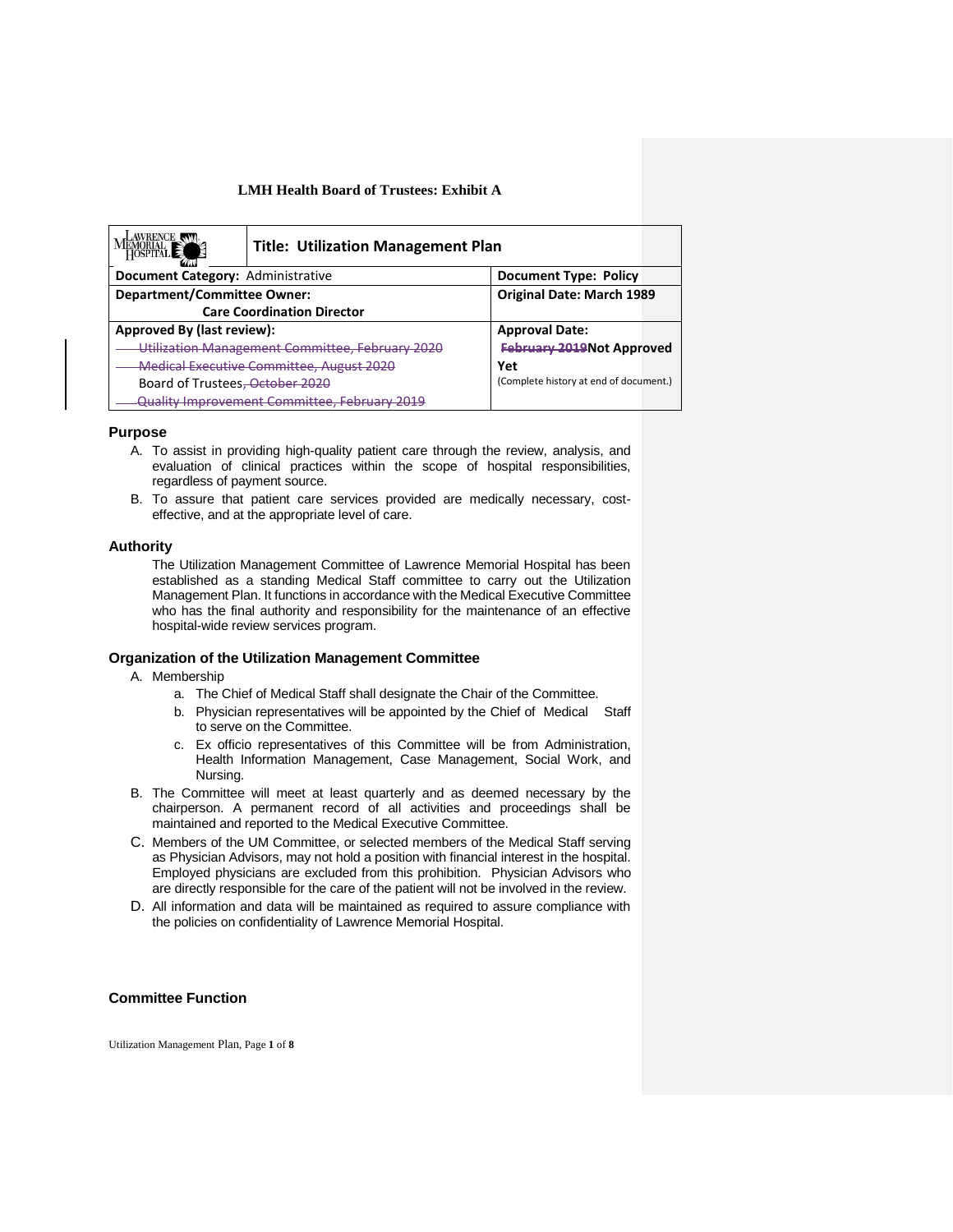**LMH Health Board of Trustees: Exhibit A**

| | **Title: Utilization Management Plan** | |
|---|---|---|
| **Document Category:** Administrative | | **Document Type: Policy** |
| **Department/Committee Owner:** Care Coordination Director | | **Original Date: March 1989** |
| **Approved By (last review):** ~~Utilization Management Committee, February 2020~~ ~~Medical Executive Committee, August 2020~~ Board of Trustees~~, October 2020~~ ~~Quality Improvement Committee, February 2019~~ | | **Approval Date:** ~~**February 2019**~~**Not Approved Yet** (Complete history at end of document.) |

## Purpose

A. To assist in providing high-quality patient care through the review, analysis, and evaluation of clinical practices within the scope of hospital responsibilities, regardless of payment source.

B. To assure that patient care services provided are medically necessary, cost-effective, and at the appropriate level of care.

## Authority

The Utilization Management Committee of Lawrence Memorial Hospital has been established as a standing Medical Staff committee to carry out the Utilization Management Plan. It functions in accordance with the Medical Executive Committee who has the final authority and responsibility for the maintenance of an effective hospital-wide review services program.

## Organization of the Utilization Management Committee

A. Membership
   a. The Chief of Medical Staff shall designate the Chair of the Committee.
   b. Physician representatives will be appointed by the Chief of Medical Staff to serve on the Committee.
   c. Ex officio representatives of this Committee will be from Administration, Health Information Management, Case Management, Social Work, and Nursing.

B. The Committee will meet at least quarterly and as deemed necessary by the chairperson. A permanent record of all activities and proceedings shall be maintained and reported to the Medical Executive Committee.

C. Members of the UM Committee, or selected members of the Medical Staff serving as Physician Advisors, may not hold a position with financial interest in the hospital. Employed physicians are excluded from this prohibition. Physician Advisors who are directly responsible for the care of the patient will not be involved in the review.

D. All information and data will be maintained as required to assure compliance with the policies on confidentiality of Lawrence Memorial Hospital.

## Committee Function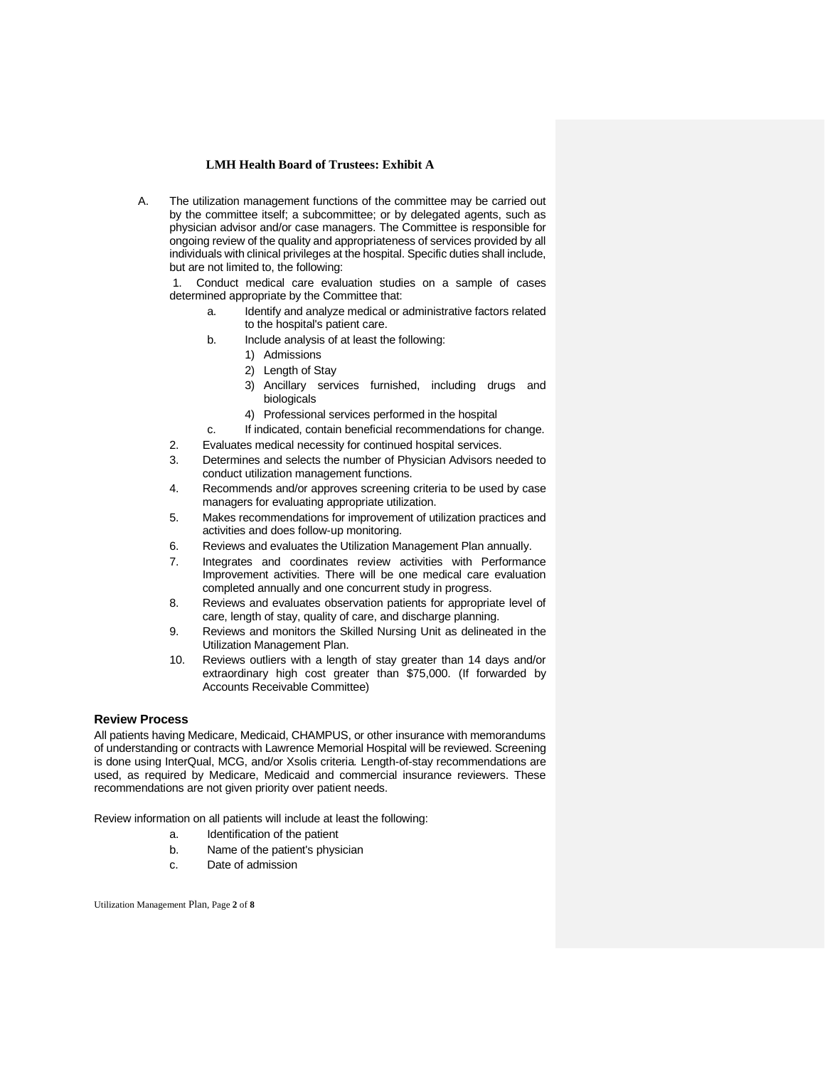A. The utilization management functions of the committee may be carried out by the committee itself; a subcommittee; or by delegated agents, such as physician advisor and/or case managers. The Committee is responsible for ongoing review of the quality and appropriateness of services provided by all individuals with clinical privileges at the hospital. Specific duties shall include, but are not limited to, the following:

   1. Conduct medical care evaluation studies on a sample of cases determined appropriate by the Committee that:
      a. Identify and analyze medical or administrative factors related to the hospital's patient care.
      b. Include analysis of at least the following:
         1) Admissions
         2) Length of Stay
         3) Ancillary services furnished, including drugs and biologicals
         4) Professional services performed in the hospital
      c. If indicated, contain beneficial recommendations for change.
   2. Evaluates medical necessity for continued hospital services.
   3. Determines and selects the number of Physician Advisors needed to conduct utilization management functions.
   4. Recommends and/or approves screening criteria to be used by case managers for evaluating appropriate utilization.
   5. Makes recommendations for improvement of utilization practices and activities and does follow-up monitoring.
   6. Reviews and evaluates the Utilization Management Plan annually.
   7. Integrates and coordinates review activities with Performance Improvement activities. There will be one medical care evaluation completed annually and one concurrent study in progress.
   8. Reviews and evaluates observation patients for appropriate level of care, length of stay, quality of care, and discharge planning.
   9. Reviews and monitors the Skilled Nursing Unit as delineated in the Utilization Management Plan.
   10. Reviews outliers with a length of stay greater than 14 days and/or extraordinary high cost greater than $75,000. (If forwarded by Accounts Receivable Committee)

## Review Process

All patients having Medicare, Medicaid, CHAMPUS, or other insurance with memorandums of understanding or contracts with Lawrence Memorial Hospital will be reviewed. Screening is done using InterQual, MCG, and/or Xsolis criteria. Length-of-stay recommendations are used, as required by Medicare, Medicaid and commercial insurance reviewers. These recommendations are not given priority over patient needs.

Review information on all patients will include at least the following:

a. Identification of the patient
b. Name of the patient's physician
c. Date of admission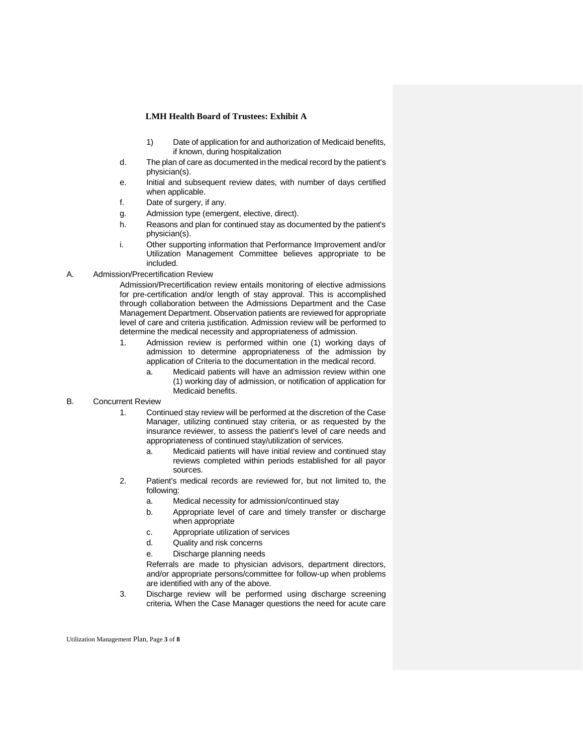1) Date of application for and authorization of Medicaid benefits, if known, during hospitalization

d. The plan of care as documented in the medical record by the patient's physician(s).

e. Initial and subsequent review dates, with number of days certified when applicable.

f. Date of surgery, if any.

g. Admission type (emergent, elective, direct).

h. Reasons and plan for continued stay as documented by the patient's physician(s).

i. Other supporting information that Performance Improvement and/or Utilization Management Committee believes appropriate to be included.

A. Admission/Precertification Review

Admission/Precertification review entails monitoring of elective admissions for pre-certification and/or length of stay approval. This is accomplished through collaboration between the Admissions Department and the Case Management Department. Observation patients are reviewed for appropriate level of care and criteria justification. Admission review will be performed to determine the medical necessity and appropriateness of admission.

1. Admission review is performed within one (1) working days of admission to determine appropriateness of the admission by application of Criteria to the documentation in the medical record.
   a. Medicaid patients will have an admission review within one (1) working day of admission, or notification of application for Medicaid benefits.

B. Concurrent Review

1. Continued stay review will be performed at the discretion of the Case Manager, utilizing continued stay criteria, or as requested by the insurance reviewer, to assess the patient's level of care needs and appropriateness of continued stay/utilization of services.
   a. Medicaid patients will have initial review and continued stay reviews completed within periods established for all payor sources.
2. Patient's medical records are reviewed for, but not limited to, the following:
   a. Medical necessity for admission/continued stay
   b. Appropriate level of care and timely transfer or discharge when appropriate
   c. Appropriate utilization of services
   d. Quality and risk concerns
   e. Discharge planning needs

   Referrals are made to physician advisors, department directors, and/or appropriate persons/committee for follow-up when problems are identified with any of the above.
3. Discharge review will be performed using discharge screening criteria*.* When the Case Manager questions the need for acute care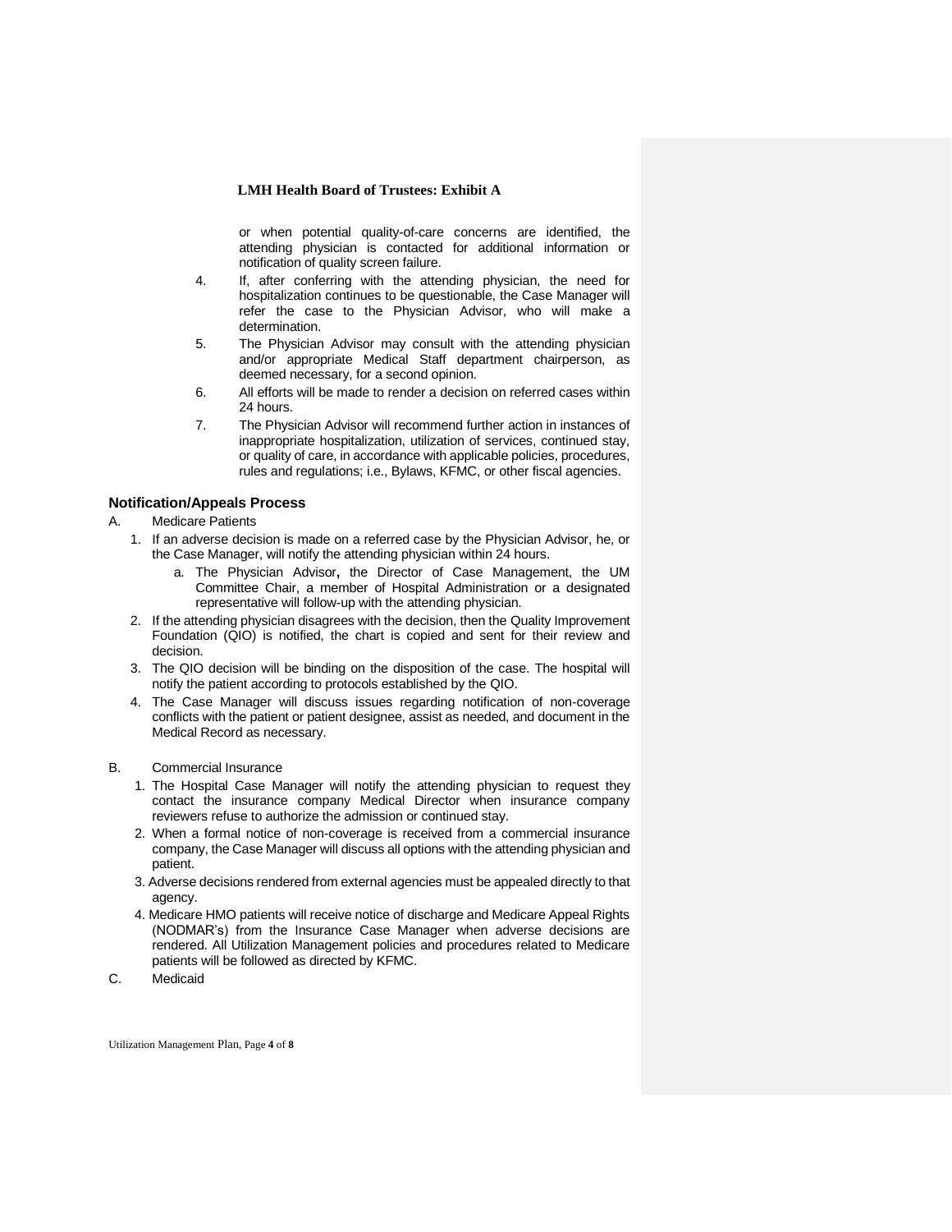or when potential quality-of-care concerns are identified, the attending physician is contacted for additional information or notification of quality screen failure.

4. If, after conferring with the attending physician, the need for hospitalization continues to be questionable, the Case Manager will refer the case to the Physician Advisor, who will make a determination.
5. The Physician Advisor may consult with the attending physician and/or appropriate Medical Staff department chairperson, as deemed necessary, for a second opinion.
6. All efforts will be made to render a decision on referred cases within 24 hours.
7. The Physician Advisor will recommend further action in instances of inappropriate hospitalization, utilization of services, continued stay, or quality of care, in accordance with applicable policies, procedures, rules and regulations; i.e., Bylaws, KFMC, or other fiscal agencies.

## Notification/Appeals Process

A. Medicare Patients

1. If an adverse decision is made on a referred case by the Physician Advisor, he, or the Case Manager, will notify the attending physician within 24 hours.
   a. The Physician Advisor**,** the Director of Case Management, the UM Committee Chair, a member of Hospital Administration or a designated representative will follow-up with the attending physician.
2. If the attending physician disagrees with the decision, then the Quality Improvement Foundation (QIO) is notified, the chart is copied and sent for their review and decision.
3. The QIO decision will be binding on the disposition of the case. The hospital will notify the patient according to protocols established by the QIO.
4. The Case Manager will discuss issues regarding notification of non-coverage conflicts with the patient or patient designee, assist as needed, and document in the Medical Record as necessary.

B. Commercial Insurance

1. The Hospital Case Manager will notify the attending physician to request they contact the insurance company Medical Director when insurance company reviewers refuse to authorize the admission or continued stay.
2. When a formal notice of non-coverage is received from a commercial insurance company, the Case Manager will discuss all options with the attending physician and patient.
3. Adverse decisions rendered from external agencies must be appealed directly to that agency.
4. Medicare HMO patients will receive notice of discharge and Medicare Appeal Rights (NODMAR's) from the Insurance Case Manager when adverse decisions are rendered. All Utilization Management policies and procedures related to Medicare patients will be followed as directed by KFMC.

C. Medicaid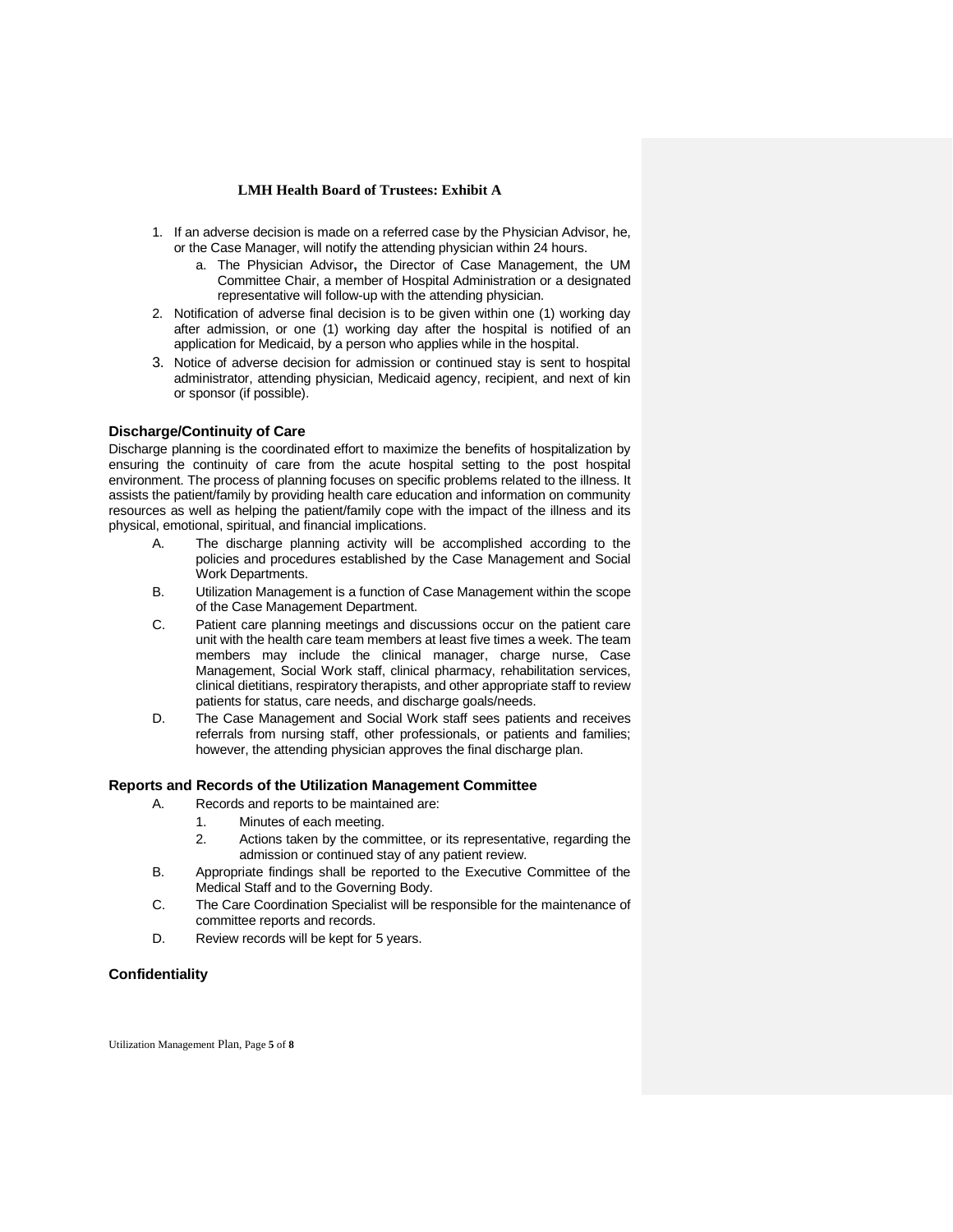1. If an adverse decision is made on a referred case by the Physician Advisor, he, or the Case Manager, will notify the attending physician within 24 hours.
   a. The Physician Advisor**,** the Director of Case Management, the UM Committee Chair, a member of Hospital Administration or a designated representative will follow-up with the attending physician.
2. Notification of adverse final decision is to be given within one (1) working day after admission, or one (1) working day after the hospital is notified of an application for Medicaid, by a person who applies while in the hospital.
3. Notice of adverse decision for admission or continued stay is sent to hospital administrator, attending physician, Medicaid agency, recipient, and next of kin or sponsor (if possible).

### Discharge/Continuity of Care

Discharge planning is the coordinated effort to maximize the benefits of hospitalization by ensuring the continuity of care from the acute hospital setting to the post hospital environment. The process of planning focuses on specific problems related to the illness. It assists the patient/family by providing health care education and information on community resources as well as helping the patient/family cope with the impact of the illness and its physical, emotional, spiritual, and financial implications.

A. The discharge planning activity will be accomplished according to the policies and procedures established by the Case Management and Social Work Departments.

B. Utilization Management is a function of Case Management within the scope of the Case Management Department.

C. Patient care planning meetings and discussions occur on the patient care unit with the health care team members at least five times a week. The team members may include the clinical manager, charge nurse, Case Management, Social Work staff, clinical pharmacy, rehabilitation services, clinical dietitians, respiratory therapists, and other appropriate staff to review patients for status, care needs, and discharge goals/needs.

D. The Case Management and Social Work staff sees patients and receives referrals from nursing staff, other professionals, or patients and families; however, the attending physician approves the final discharge plan.

### Reports and Records of the Utilization Management Committee

A. Records and reports to be maintained are:
   1. Minutes of each meeting.
   2. Actions taken by the committee, or its representative, regarding the admission or continued stay of any patient review.

B. Appropriate findings shall be reported to the Executive Committee of the Medical Staff and to the Governing Body.

C. The Care Coordination Specialist will be responsible for the maintenance of committee reports and records.

D. Review records will be kept for 5 years.

### Confidentiality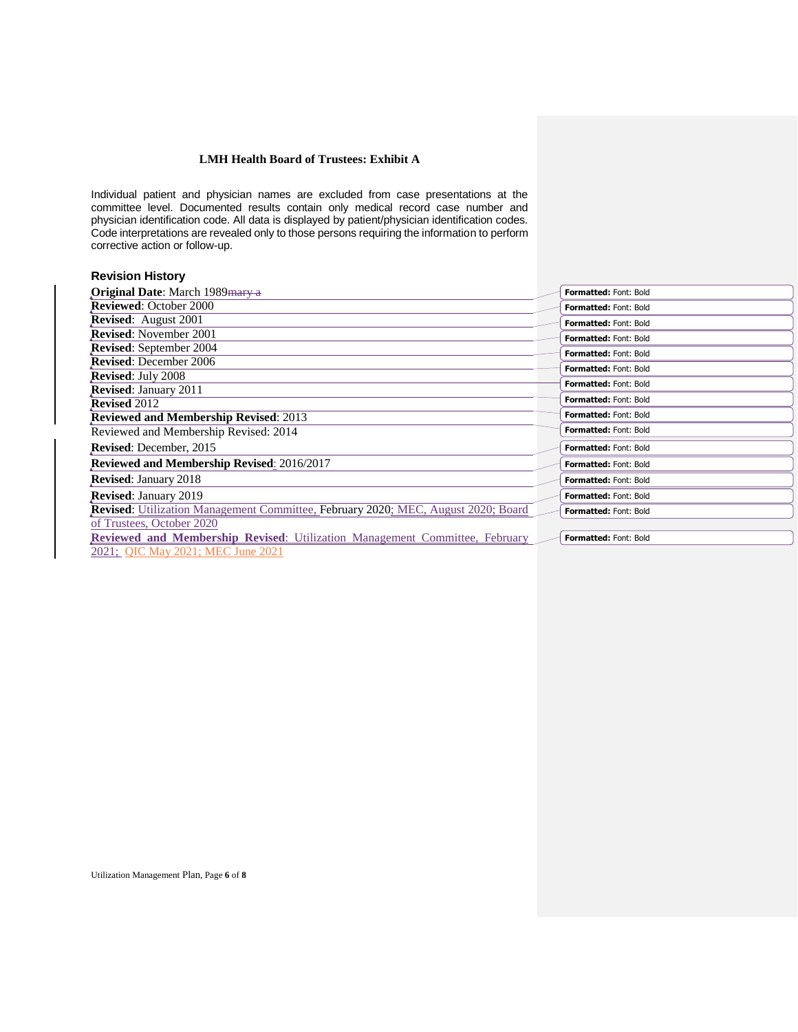**LMH Health Board of Trustees: Exhibit A**

Individual patient and physician names are excluded from case presentations at the committee level. Documented results contain only medical record case number and physician identification code. All data is displayed by patient/physician identification codes. Code interpretations are revealed only to those persons requiring the information to perform corrective action or follow-up.

### Revision History

**Original Date**: March 1989~~mary a~~
**Reviewed**: October 2000
**Revised**: August 2001
**Revised**: November 2001
**Revised**: September 2004
**Revised**: December 2006
**Revised**: July 2008
**Revised**: January 2011
**Revised** 2012
**Reviewed and Membership Revised**: 2013
Reviewed and Membership Revised: 2014
**Revised**: December, 2015
**Reviewed and Membership Revised**: 2016/2017
**Revised**: January 2018
**Revised**: January 2019
**Revised**: Utilization Management Committee, February 2020; MEC, August 2020; Board of Trustees, October 2020
**Reviewed and Membership Revised**: Utilization Management Committee, February 2021; QIC May 2021; MEC June 2021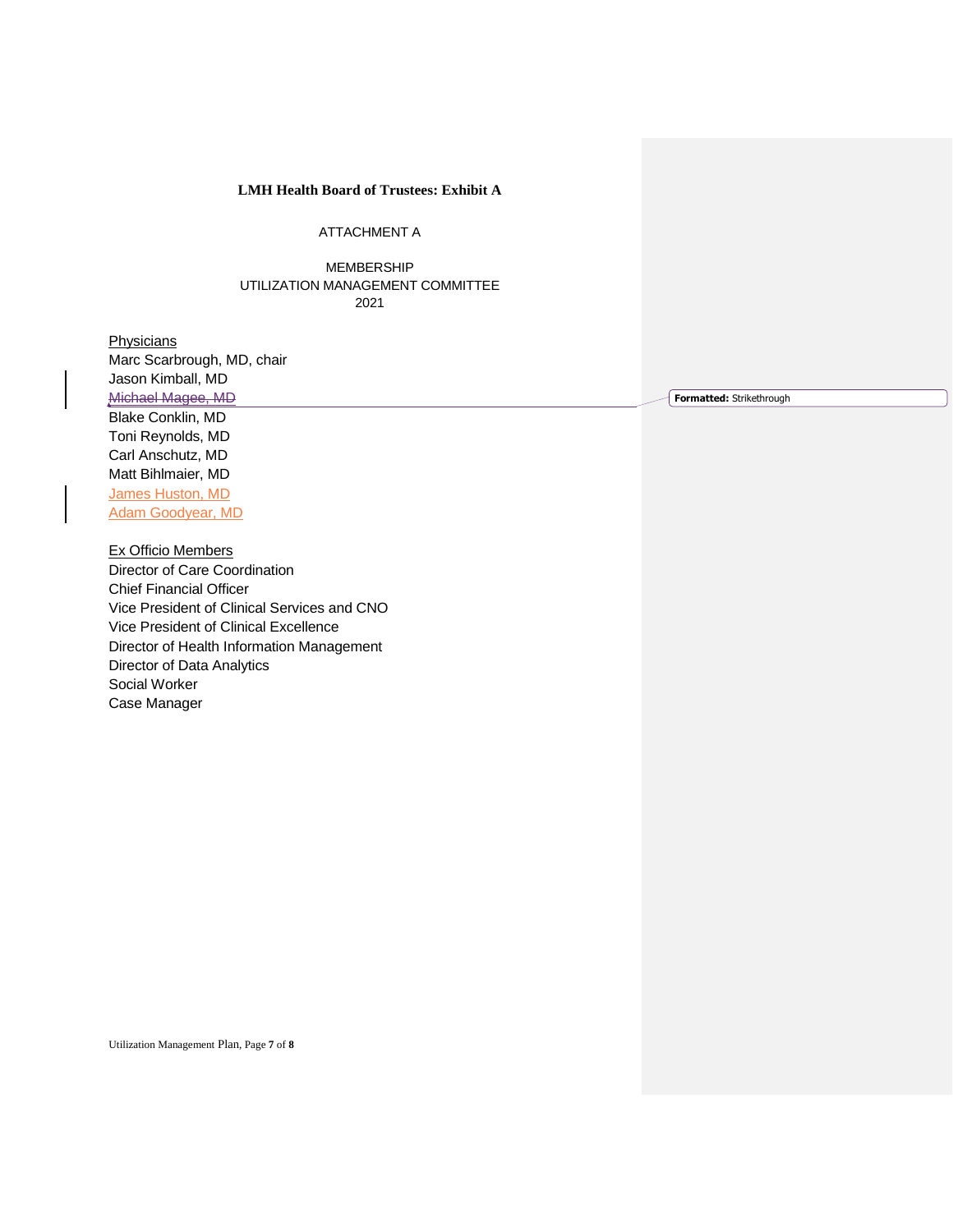**LMH Health Board of Trustees: Exhibit A**

ATTACHMENT A

MEMBERSHIP
UTILIZATION MANAGEMENT COMMITTEE
2021

Physicians

Marc Scarbrough, MD, chair
Jason Kimball, MD
~~Michael Magee, MD~~
Blake Conklin, MD
Toni Reynolds, MD
Carl Anschutz, MD
Matt Bihlmaier, MD
James Huston, MD
Adam Goodyear, MD

Formatted: Strikethrough

Ex Officio Members

Director of Care Coordination
Chief Financial Officer
Vice President of Clinical Services and CNO
Vice President of Clinical Excellence
Director of Health Information Management
Director of Data Analytics
Social Worker
Case Manager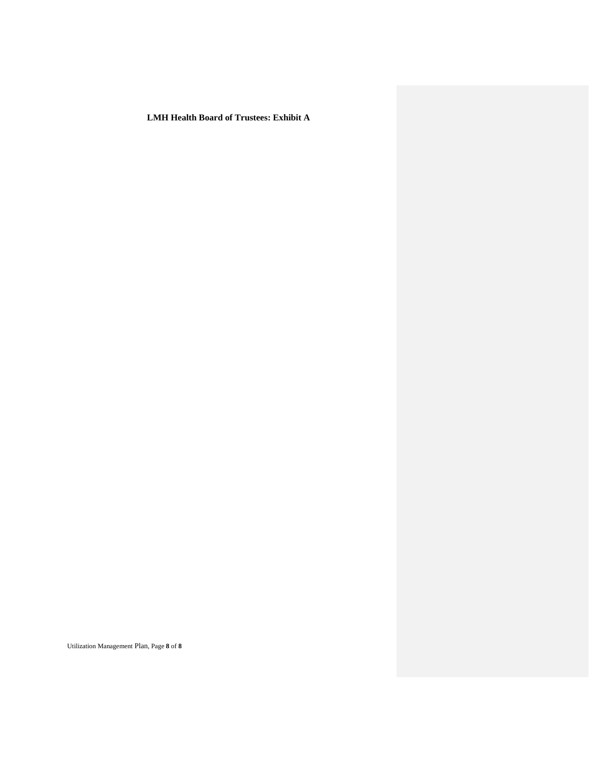**LMH Health Board of Trustees: Exhibit A**